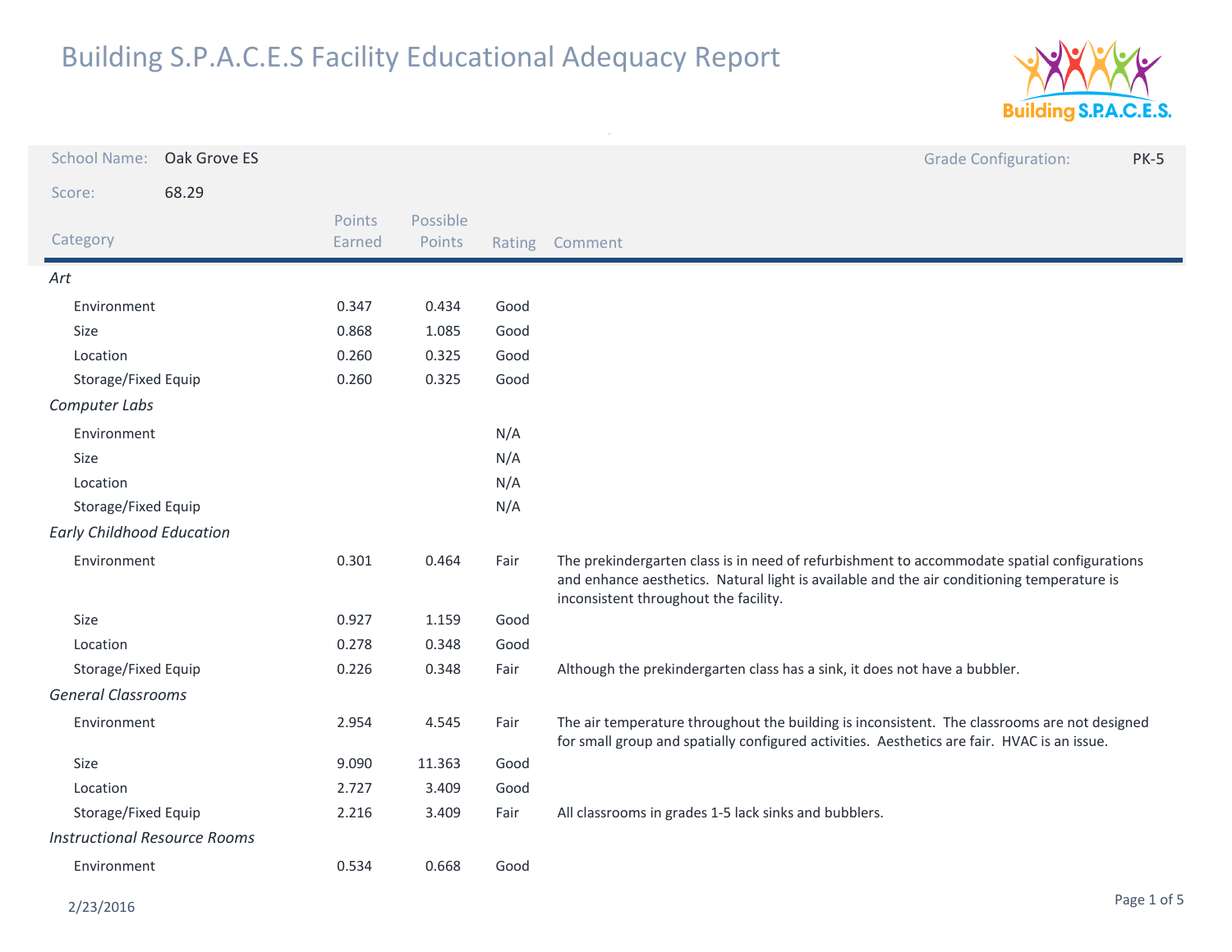# Building S.P.A.C.E.S Facility Educational Adequacy Report

School Name: Oak Grove ES

Grade Configuration: PK-5

Score: 68.29

| Category | Points Earned | Possible Points | Rating | Comment |
|---|---|---|---|---|
| *Art* | | | | |
| Environment | 0.347 | 0.434 | Good | |
| Size | 0.868 | 1.085 | Good | |
| Location | 0.260 | 0.325 | Good | |
| Storage/Fixed Equip | 0.260 | 0.325 | Good | |
| *Computer Labs* | | | | |
| Environment | | | N/A | |
| Size | | | N/A | |
| Location | | | N/A | |
| Storage/Fixed Equip | | | N/A | |
| *Early Childhood Education* | | | | |
| Environment | 0.301 | 0.464 | Fair | The prekindergarten class is in need of refurbishment to accommodate spatial configurations and enhance aesthetics. Natural light is available and the air conditioning temperature is inconsistent throughout the facility. |
| Size | 0.927 | 1.159 | Good | |
| Location | 0.278 | 0.348 | Good | |
| Storage/Fixed Equip | 0.226 | 0.348 | Fair | Although the prekindergarten class has a sink, it does not have a bubbler. |
| *General Classrooms* | | | | |
| Environment | 2.954 | 4.545 | Fair | The air temperature throughout the building is inconsistent. The classrooms are not designed for small group and spatially configured activities. Aesthetics are fair. HVAC is an issue. |
| Size | 9.090 | 11.363 | Good | |
| Location | 2.727 | 3.409 | Good | |
| Storage/Fixed Equip | 2.216 | 3.409 | Fair | All classrooms in grades 1-5 lack sinks and bubblers. |
| *Instructional Resource Rooms* | | | | |
| Environment | 0.534 | 0.668 | Good | |

2/23/2016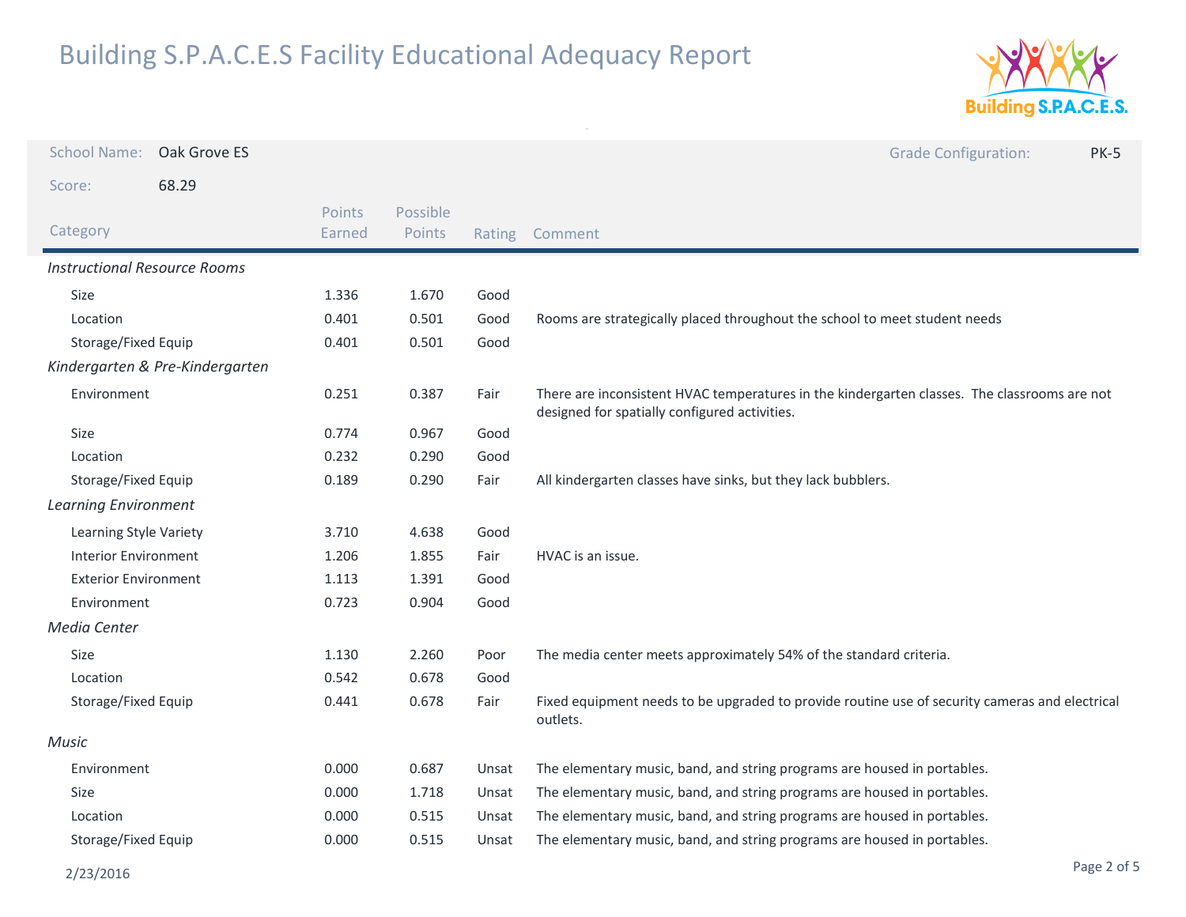# Building S.P.A.C.E.S Facility Educational Adequacy Report

**School Name:** Oak Grove ES

**Grade Configuration:** PK-5

**Score:** 68.29

| Category | Points Earned | Possible Points | Rating | Comment |
|---|---|---|---|---|
| *Instructional Resource Rooms* | | | | |
| Size | 1.336 | 1.670 | Good | |
| Location | 0.401 | 0.501 | Good | Rooms are strategically placed throughout the school to meet student needs |
| Storage/Fixed Equip | 0.401 | 0.501 | Good | |
| *Kindergarten & Pre-Kindergarten* | | | | |
| Environment | 0.251 | 0.387 | Fair | There are inconsistent HVAC temperatures in the kindergarten classes. The classrooms are not designed for spatially configured activities. |
| Size | 0.774 | 0.967 | Good | |
| Location | 0.232 | 0.290 | Good | |
| Storage/Fixed Equip | 0.189 | 0.290 | Fair | All kindergarten classes have sinks, but they lack bubblers. |
| *Learning Environment* | | | | |
| Learning Style Variety | 3.710 | 4.638 | Good | |
| Interior Environment | 1.206 | 1.855 | Fair | HVAC is an issue. |
| Exterior Environment | 1.113 | 1.391 | Good | |
| Environment | 0.723 | 0.904 | Good | |
| *Media Center* | | | | |
| Size | 1.130 | 2.260 | Poor | The media center meets approximately 54% of the standard criteria. |
| Location | 0.542 | 0.678 | Good | |
| Storage/Fixed Equip | 0.441 | 0.678 | Fair | Fixed equipment needs to be upgraded to provide routine use of security cameras and electrical outlets. |
| *Music* | | | | |
| Environment | 0.000 | 0.687 | Unsat | The elementary music, band, and string programs are housed in portables. |
| Size | 0.000 | 1.718 | Unsat | The elementary music, band, and string programs are housed in portables. |
| Location | 0.000 | 0.515 | Unsat | The elementary music, band, and string programs are housed in portables. |
| Storage/Fixed Equip | 0.000 | 0.515 | Unsat | The elementary music, band, and string programs are housed in portables. |

2/23/2016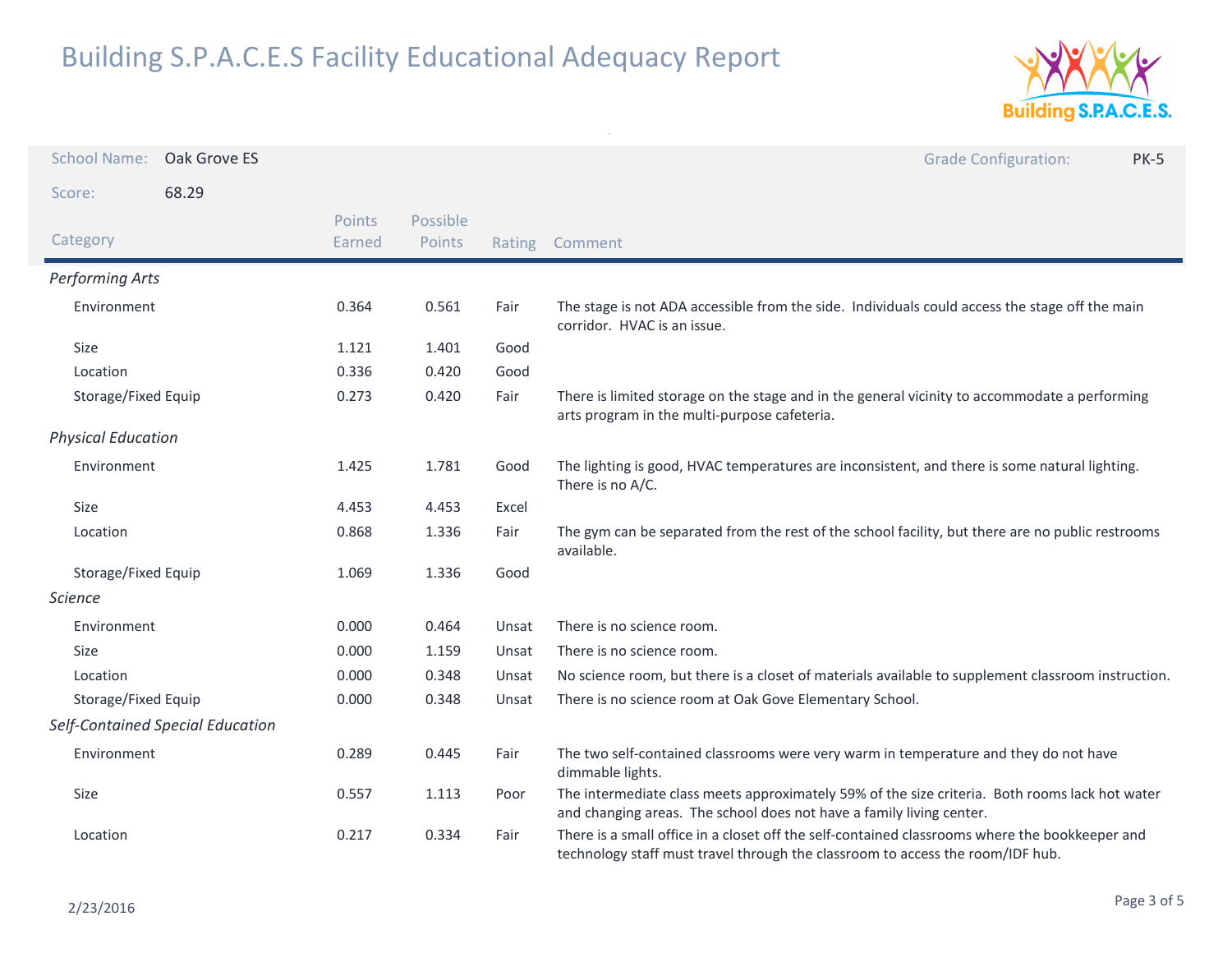# Building S.P.A.C.E.S Facility Educational Adequacy Report

**School Name:** Oak Grove ES

**Grade Configuration:** PK-5

**Score:** 68.29

| Category | Points Earned | Possible Points | Rating | Comment |
|---|---|---|---|---|
| ***Performing Arts*** | | | | |
| Environment | 0.364 | 0.561 | Fair | The stage is not ADA accessible from the side. Individuals could access the stage off the main corridor. HVAC is an issue. |
| Size | 1.121 | 1.401 | Good | |
| Location | 0.336 | 0.420 | Good | |
| Storage/Fixed Equip | 0.273 | 0.420 | Fair | There is limited storage on the stage and in the general vicinity to accommodate a performing arts program in the multi-purpose cafeteria. |
| ***Physical Education*** | | | | |
| Environment | 1.425 | 1.781 | Good | The lighting is good, HVAC temperatures are inconsistent, and there is some natural lighting. There is no A/C. |
| Size | 4.453 | 4.453 | Excel | |
| Location | 0.868 | 1.336 | Fair | The gym can be separated from the rest of the school facility, but there are no public restrooms available. |
| Storage/Fixed Equip | 1.069 | 1.336 | Good | |
| ***Science*** | | | | |
| Environment | 0.000 | 0.464 | Unsat | There is no science room. |
| Size | 0.000 | 1.159 | Unsat | There is no science room. |
| Location | 0.000 | 0.348 | Unsat | No science room, but there is a closet of materials available to supplement classroom instruction. |
| Storage/Fixed Equip | 0.000 | 0.348 | Unsat | There is no science room at Oak Gove Elementary School. |
| ***Self-Contained Special Education*** | | | | |
| Environment | 0.289 | 0.445 | Fair | The two self-contained classrooms were very warm in temperature and they do not have dimmable lights. |
| Size | 0.557 | 1.113 | Poor | The intermediate class meets approximately 59% of the size criteria. Both rooms lack hot water and changing areas. The school does not have a family living center. |
| Location | 0.217 | 0.334 | Fair | There is a small office in a closet off the self-contained classrooms where the bookkeeper and technology staff must travel through the classroom to access the room/IDF hub. |

2/23/2016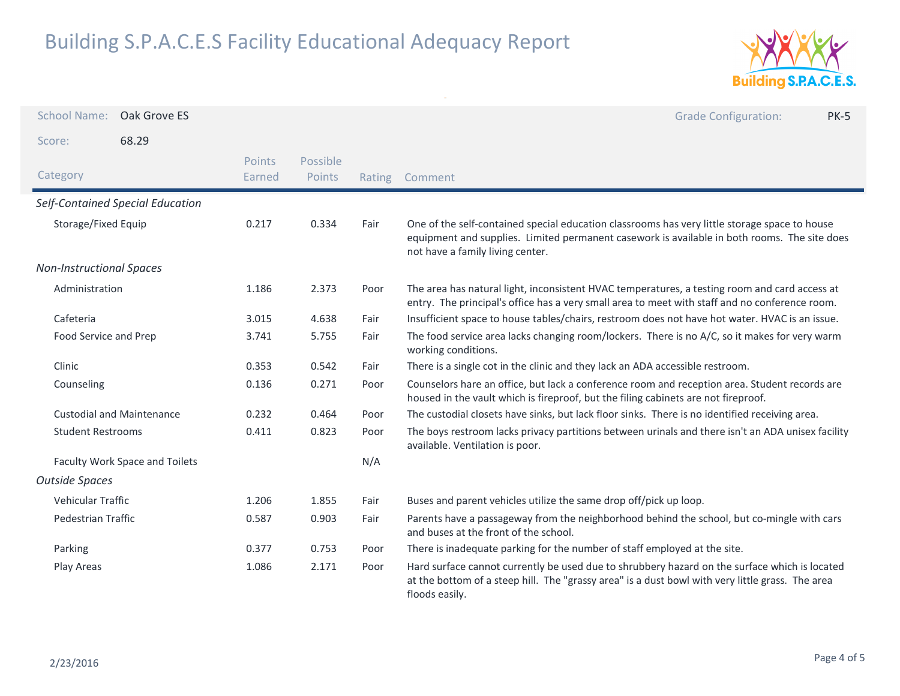# Building S.P.A.C.E.S Facility Educational Adequacy Report

School Name: Oak Grove ES

Grade Configuration: PK-5

Score: 68.29

| Category | Points Earned | Possible Points | Rating | Comment |
|---|---|---|---|---|
| *Self-Contained Special Education* | | | | |
| Storage/Fixed Equip | 0.217 | 0.334 | Fair | One of the self-contained special education classrooms has very little storage space to house equipment and supplies. Limited permanent casework is available in both rooms. The site does not have a family living center. |
| *Non-Instructional Spaces* | | | | |
| Administration | 1.186 | 2.373 | Poor | The area has natural light, inconsistent HVAC temperatures, a testing room and card access at entry. The principal's office has a very small area to meet with staff and no conference room. |
| Cafeteria | 3.015 | 4.638 | Fair | Insufficient space to house tables/chairs, restroom does not have hot water. HVAC is an issue. |
| Food Service and Prep | 3.741 | 5.755 | Fair | The food service area lacks changing room/lockers. There is no A/C, so it makes for very warm working conditions. |
| Clinic | 0.353 | 0.542 | Fair | There is a single cot in the clinic and they lack an ADA accessible restroom. |
| Counseling | 0.136 | 0.271 | Poor | Counselors hare an office, but lack a conference room and reception area. Student records are housed in the vault which is fireproof, but the filing cabinets are not fireproof. |
| Custodial and Maintenance | 0.232 | 0.464 | Poor | The custodial closets have sinks, but lack floor sinks. There is no identified receiving area. |
| Student Restrooms | 0.411 | 0.823 | Poor | The boys restroom lacks privacy partitions between urinals and there isn't an ADA unisex facility available. Ventilation is poor. |
| Faculty Work Space and Toilets | | | N/A | |
| *Outside Spaces* | | | | |
| Vehicular Traffic | 1.206 | 1.855 | Fair | Buses and parent vehicles utilize the same drop off/pick up loop. |
| Pedestrian Traffic | 0.587 | 0.903 | Fair | Parents have a passageway from the neighborhood behind the school, but co-mingle with cars and buses at the front of the school. |
| Parking | 0.377 | 0.753 | Poor | There is inadequate parking for the number of staff employed at the site. |
| Play Areas | 1.086 | 2.171 | Poor | Hard surface cannot currently be used due to shrubbery hazard on the surface which is located at the bottom of a steep hill. The "grassy area" is a dust bowl with very little grass. The area floods easily. |

2/23/2016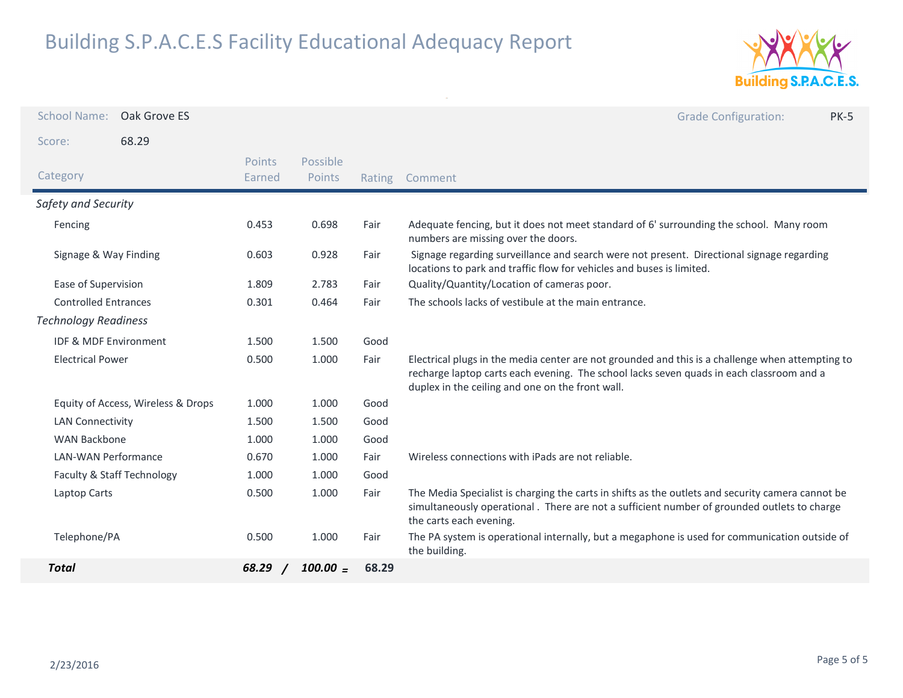# Building S.P.A.C.E.S Facility Educational Adequacy Report

School Name: Oak Grove ES

Grade Configuration: PK-5

Score: 68.29

| Category | Points Earned | Possible Points | Rating | Comment |
|---|---|---|---|---|
| *Safety and Security* | | | | |
| Fencing | 0.453 | 0.698 | Fair | Adequate fencing, but it does not meet standard of 6' surrounding the school. Many room numbers are missing over the doors. |
| Signage & Way Finding | 0.603 | 0.928 | Fair | Signage regarding surveillance and search were not present. Directional signage regarding locations to park and traffic flow for vehicles and buses is limited. |
| Ease of Supervision | 1.809 | 2.783 | Fair | Quality/Quantity/Location of cameras poor. |
| Controlled Entrances | 0.301 | 0.464 | Fair | The schools lacks of vestibule at the main entrance. |
| *Technology Readiness* | | | | |
| IDF & MDF Environment | 1.500 | 1.500 | Good | |
| Electrical Power | 0.500 | 1.000 | Fair | Electrical plugs in the media center are not grounded and this is a challenge when attempting to recharge laptop carts each evening. The school lacks seven quads in each classroom and a duplex in the ceiling and one on the front wall. |
| Equity of Access, Wireless & Drops | 1.000 | 1.000 | Good | |
| LAN Connectivity | 1.500 | 1.500 | Good | |
| WAN Backbone | 1.000 | 1.000 | Good | |
| LAN-WAN Performance | 0.670 | 1.000 | Fair | Wireless connections with iPads are not reliable. |
| Faculty & Staff Technology | 1.000 | 1.000 | Good | |
| Laptop Carts | 0.500 | 1.000 | Fair | The Media Specialist is charging the carts in shifts as the outlets and security camera cannot be simultaneously operational . There are not a sufficient number of grounded outlets to charge the carts each evening. |
| Telephone/PA | 0.500 | 1.000 | Fair | The PA system is operational internally, but a megaphone is used for communication outside of the building. |
| ***Total*** | ***68.29 /*** | ***100.00 =*** | **68.29** | |

2/23/2016